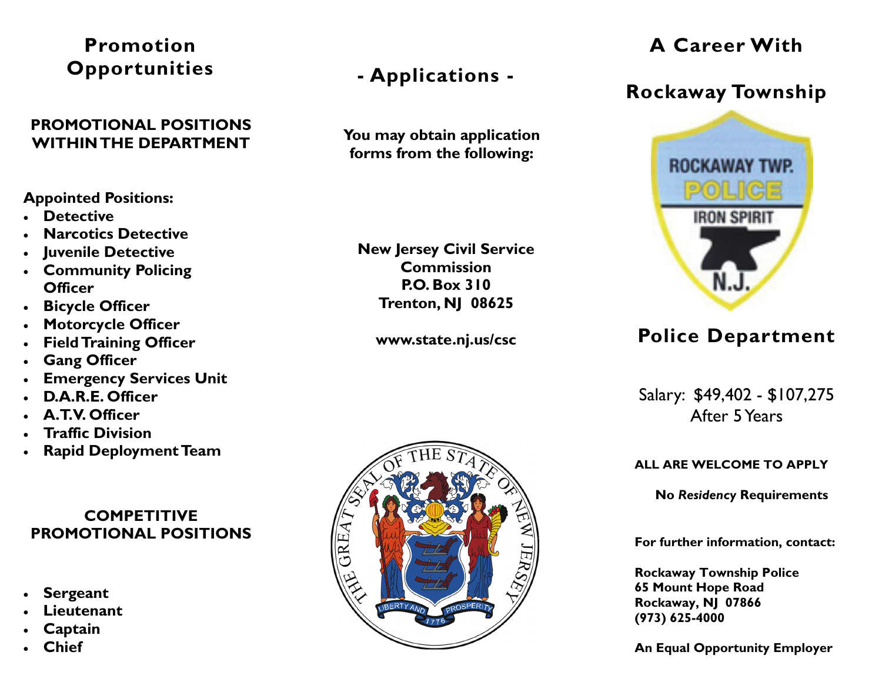## Promotion Opportunities

### PROMOTIONAL POSITIONS WITHIN THE DEPARTMENT

**Appointed Positions:**

- **Detective**
- **Narcotics Detective**
- **Juvenile Detective**
- **Community Policing Officer**
- **Bicycle Officer**
- **Motorcycle Officer**
- **Field Training Officer**
- **Gang Officer**
- **Emergency Services Unit**
- **D.A.R.E. Officer**
- **A.T.V. Officer**
- **Traffic Division**
- **Rapid Deployment Team**

### COMPETITIVE PROMOTIONAL POSITIONS

- **Sergeant**
- **Lieutenant**
- **Captain**
- **Chief**

## - Applications -

**You may obtain application forms from the following:**

**New Jersey Civil Service Commission**
**P.O. Box 310**
**Trenton, NJ 08625**

**www.state.nj.us/csc**

## A Career With

## Rockaway Township

## Police Department

Salary: $49,402 - $107,275
After 5 Years

**ALL ARE WELCOME TO APPLY**

**No *Residency* Requirements**

**For further information, contact:**

**Rockaway Township Police**
**65 Mount Hope Road**
**Rockaway, NJ 07866**
**(973) 625-4000**

**An Equal Opportunity Employer**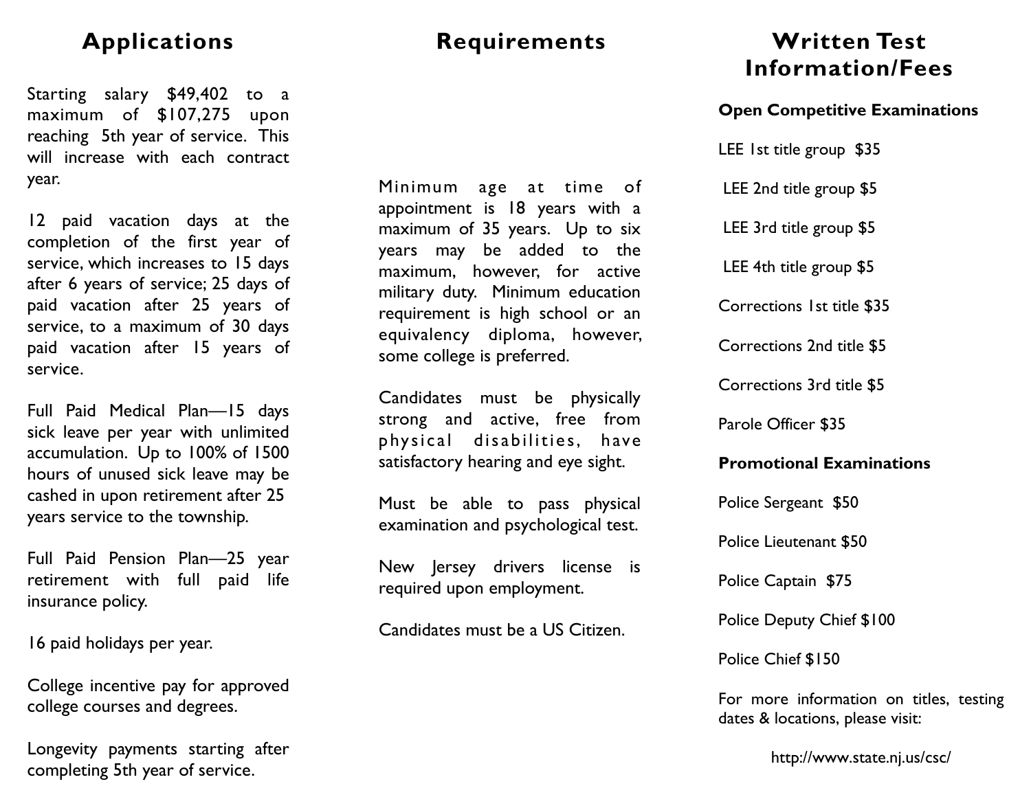## Applications

Starting salary $49,402 to a maximum of $107,275 upon reaching 5th year of service. This will increase with each contract year.

12 paid vacation days at the completion of the first year of service, which increases to 15 days after 6 years of service; 25 days of paid vacation after 25 years of service, to a maximum of 30 days paid vacation after 15 years of service.

Full Paid Medical Plan—15 days sick leave per year with unlimited accumulation. Up to 100% of 1500 hours of unused sick leave may be cashed in upon retirement after 25 years service to the township.

Full Paid Pension Plan—25 year retirement with full paid life insurance policy.

16 paid holidays per year.

College incentive pay for approved college courses and degrees.

Longevity payments starting after completing 5th year of service.

## Requirements

Minimum age at time of appointment is 18 years with a maximum of 35 years. Up to six years may be added to the maximum, however, for active military duty. Minimum education requirement is high school or an equivalency diploma, however, some college is preferred.

Candidates must be physically strong and active, free from physical disabilities, have satisfactory hearing and eye sight.

Must be able to pass physical examination and psychological test.

New Jersey drivers license is required upon employment.

Candidates must be a US Citizen.

## Written Test Information/Fees

**Open Competitive Examinations**

LEE 1st title group $35

LEE 2nd title group $5

LEE 3rd title group $5

LEE 4th title group $5

Corrections 1st title $35

Corrections 2nd title $5

Corrections 3rd title $5

Parole Officer $35

**Promotional Examinations**

Police Sergeant $50

Police Lieutenant $50

Police Captain $75

Police Deputy Chief $100

Police Chief $150

For more information on titles, testing dates & locations, please visit:

http://www.state.nj.us/csc/